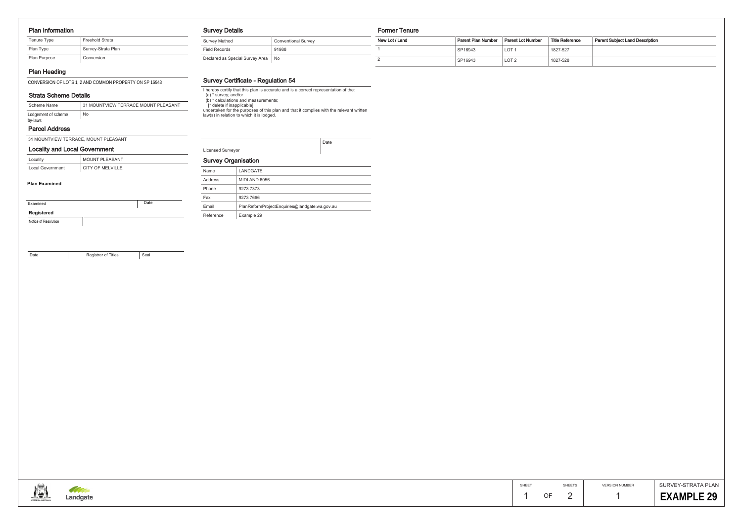## Plan Information

| Tenure Type | Freehold Strata |
|---|---|
| Plan Type | Survey-Strata Plan |
| Plan Purpose | Conversion |

## Plan Heading

CONVERSION OF LOTS 1, 2 AND COMMON PROPERTY ON SP 16943

## Strata Scheme Details

| Scheme Name | 31 MOUNTVIEW TERRACE MOUNT PLEASANT |
|---|---|
| Lodgement of scheme by-laws | No |

## Parcel Address

31 MOUNTVIEW TERRACE, MOUNT PLEASANT

## Locality and Local Government

| Locality | MOUNT PLEASANT |
|---|---|
| Local Government | CITY OF MELVILLE |

**Plan Examined**

Examined | Date

**Registered**

Notice of Resolution

Date | Registrar of Titles | Seal

## Survey Details

| Survey Method | Conventional Survey |
|---|---|
| Field Records | 91988 |
| Declared as Special Survey Area | No |

## Survey Certificate - Regulation 54

I hereby certify that this plan is accurate and is a correct representation of the:
(a) * survey; and/or
(b) * calculations and measurements;
[* delete if inapplicable]
undertaken for the purposes of this plan and that it complies with the relevant written law(s) in relation to which it is lodged.

Licensed Surveyor | Date

## Survey Organisation

| Name | LANDGATE |
|---|---|
| Address | MIDLAND 6056 |
| Phone | 9273 7373 |
| Fax | 9273 7666 |
| Email | PlanReformProjectEnquiries@landgate.wa.gov.au |
| Reference | Example 29 |

## Former Tenure

| New Lot / Land | Parent Plan Number | Parent Lot Number | Title Reference | Parent Subject Land Description |
|---|---|---|---|---|
| 1 | SP16943 | LOT 1 | 1827-527 | |
| 2 | SP16943 | LOT 2 | 1827-528 | |

Landgate

| SHEET | | SHEETS | VERSION NUMBER | SURVEY-STRATA PLAN |
|---|---|---|---|---|
| 1 | OF | 2 | 1 | **EXAMPLE 29** |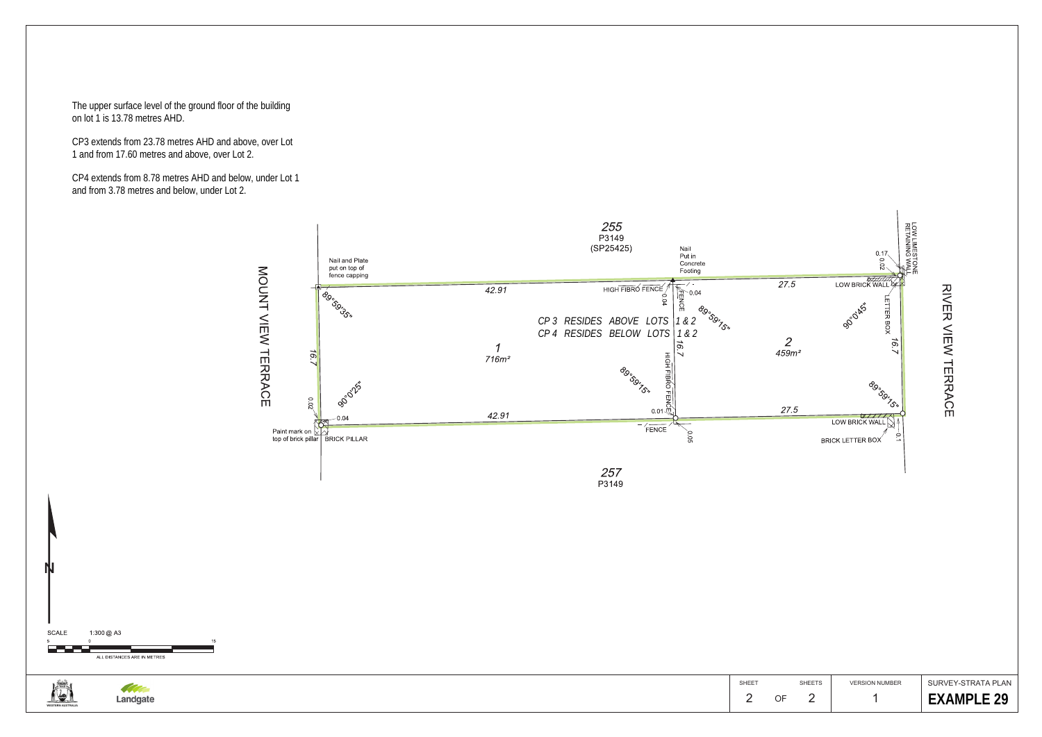The upper surface level of the ground floor of the building on lot 1 is 13.78 metres AHD.

CP3 extends from 23.78 metres AHD and above, over Lot 1 and from 17.60 metres and above, over Lot 2.

CP4 extends from 8.78 metres AHD and below, under Lot 1 and from 3.78 metres and below, under Lot 2.

255
P3149
(SP25425)

Nail and Plate put on top of fence capping

Nail Put in Concrete Footing

LOW LIMESTONE RETAINING WALL

MOUNT VIEW TERRACE

RIVER VIEW TERRACE

42.91

HIGH FIBRO FENCE

0.04

FENCE

0.04

27.5

LOW BRICK WALL

0.17

0.02

89°59'35"

89°59'15"

90°0'45"

LETTER BOX

CP 3 RESIDES ABOVE LOTS 1 & 2

CP 4 RESIDES BELOW LOTS 1 & 2

16.7

16.7

16.7

1
716m²

2
459m²

HIGH FIBRO FENCE

89°59'15"

90°0'25"

89°59'15"

0.02

0.04

42.91

0.01

27.5

LOW BRICK WALL

Paint mark on top of brick pillar

BRICK PILLAR

FENCE

0.05

BRICK LETTER BOX

0.1

257
P3149

N

SCALE 1:300 @ A3

5 0 15

ALL DISTANCES ARE IN METRES

WESTERN AUSTRALIA

Landgate

| SHEET | | SHEETS | VERSION NUMBER | SURVEY-STRATA PLAN |
| --- | --- | --- | --- | --- |
| 2 | OF | 2 | 1 | **EXAMPLE 29** |